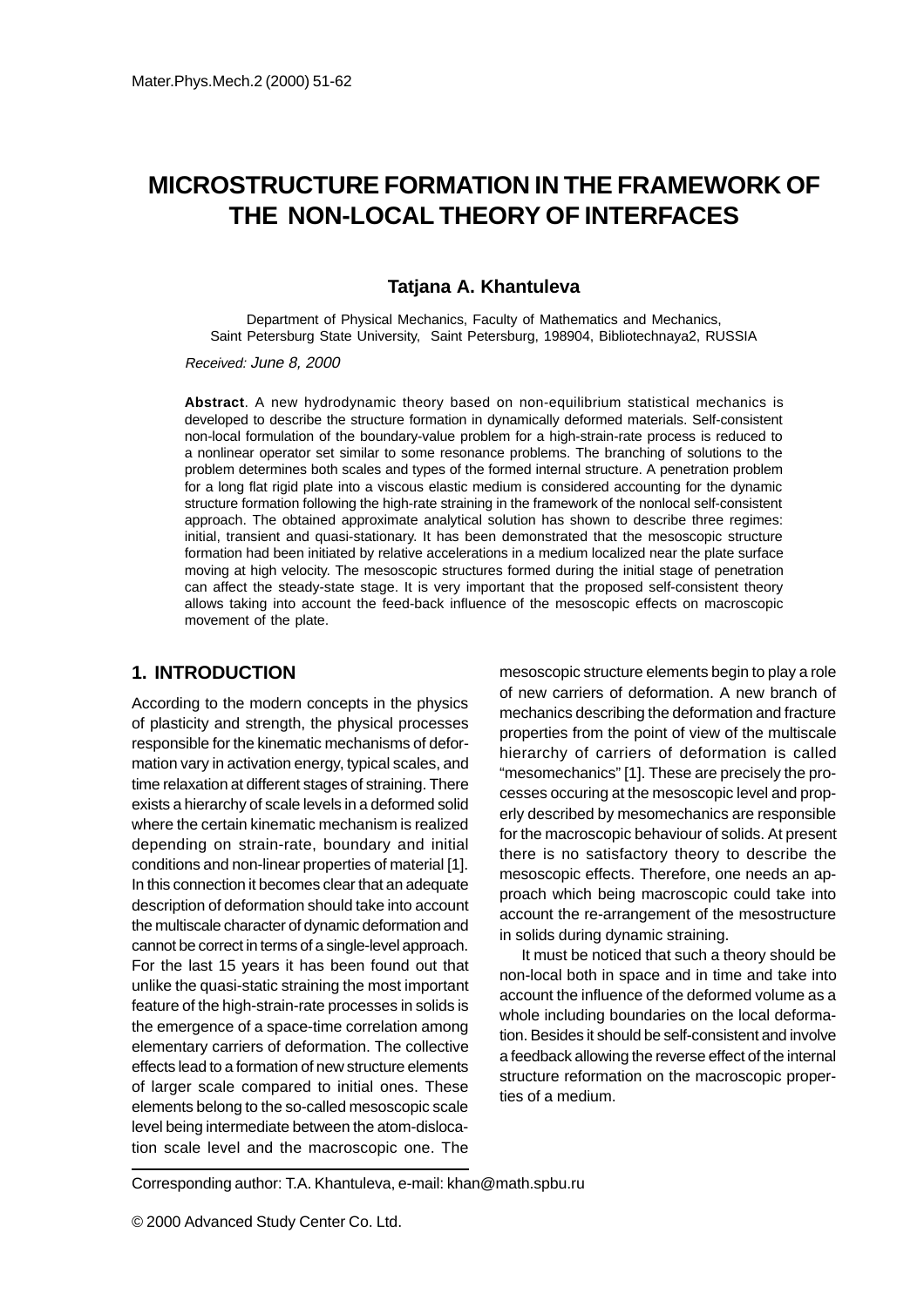# MICROSTRUCTURE FORMATION IN THE FRAMEWORK OF THE NON-LOCAL THEORY OF INTERFACES

**Tatjana A. Khantuleva**

Department of Physical Mechanics, Faculty of Mathematics and Mechanics,
Saint Petersburg State University, Saint Petersburg, 198904, Bibliotechnaya2, RUSSIA

*Received: June 8, 2000*

**Abstract**. A new hydrodynamic theory based on non-equilibrium statistical mechanics is developed to describe the structure formation in dynamically deformed materials. Self-consistent non-local formulation of the boundary-value problem for a high-strain-rate process is reduced to a nonlinear operator set similar to some resonance problems. The branching of solutions to the problem determines both scales and types of the formed internal structure. A penetration problem for a long flat rigid plate into a viscous elastic medium is considered accounting for the dynamic structure formation following the high-rate straining in the framework of the nonlocal self-consistent approach. The obtained approximate analytical solution has shown to describe three regimes: initial, transient and quasi-stationary. It has been demonstrated that the mesoscopic structure formation had been initiated by relative accelerations in a medium localized near the plate surface moving at high velocity. The mesoscopic structures formed during the initial stage of penetration can affect the steady-state stage. It is very important that the proposed self-consistent theory allows taking into account the feed-back influence of the mesoscopic effects on macroscopic movement of the plate.

## 1. INTRODUCTION

According to the modern concepts in the physics of plasticity and strength, the physical processes responsible for the kinematic mechanisms of deformation vary in activation energy, typical scales, and time relaxation at different stages of straining. There exists a hierarchy of scale levels in a deformed solid where the certain kinematic mechanism is realized depending on strain-rate, boundary and initial conditions and non-linear properties of material [1]. In this connection it becomes clear that an adequate description of deformation should take into account the multiscale character of dynamic deformation and cannot be correct in terms of a single-level approach. For the last 15 years it has been found out that unlike the quasi-static straining the most important feature of the high-strain-rate processes in solids is the emergence of a space-time correlation among elementary carriers of deformation. The collective effects lead to a formation of new structure elements of larger scale compared to initial ones. These elements belong to the so-called mesoscopic scale level being intermediate between the atom-dislocation scale level and the macroscopic one. The mesoscopic structure elements begin to play a role of new carriers of deformation. A new branch of mechanics describing the deformation and fracture properties from the point of view of the multiscale hierarchy of carriers of deformation is called "mesomechanics" [1]. These are precisely the processes occuring at the mesoscopic level and properly described by mesomechanics are responsible for the macroscopic behaviour of solids. At present there is no satisfactory theory to describe the mesoscopic effects. Therefore, one needs an approach which being macroscopic could take into account the re-arrangement of the mesostructure in solids during dynamic straining.

It must be noticed that such a theory should be non-local both in space and in time and take into account the influence of the deformed volume as a whole including boundaries on the local deformation. Besides it should be self-consistent and involve a feedback allowing the reverse effect of the internal structure reformation on the macroscopic properties of a medium.

---

Corresponding author: T.A. Khantuleva, e-mail: khan@math.spbu.ru

© 2000 Advanced Study Center Co. Ltd.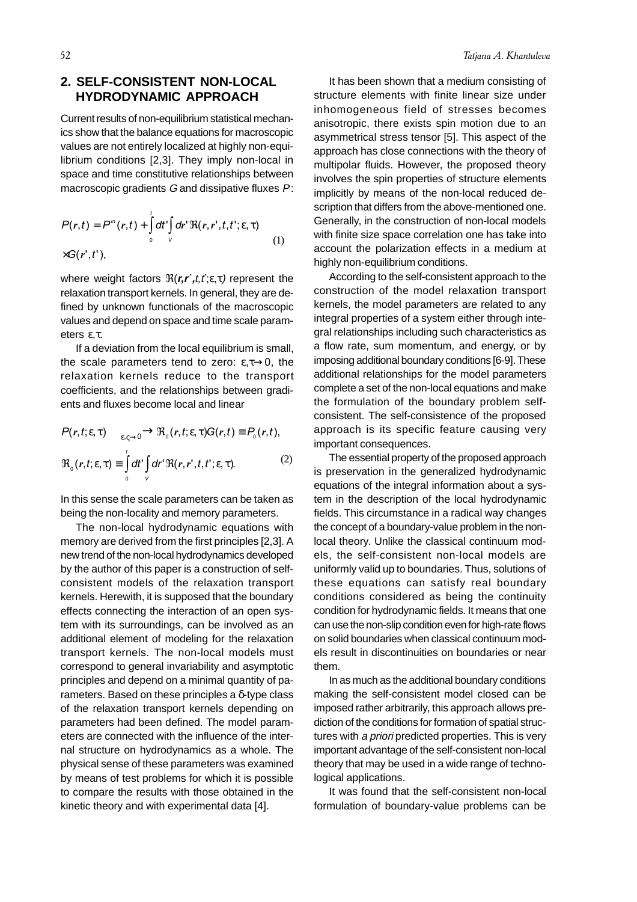## 2. SELF-CONSISTENT NON-LOCAL HYDRODYNAMIC APPROACH

Current results of non-equilibrium statistical mechanics show that the balance equations for macroscopic values are not entirely localized at highly non-equilibrium conditions [2,3]. They imply non-local in space and time constitutive relationships between macroscopic gradients $G$ and dissipative fluxes $P$:

$$P(\boldsymbol{r},t) = P^{in}(\boldsymbol{r},t) + \int_0^t dt' \int_V d\boldsymbol{r}' \Re(\boldsymbol{r},\boldsymbol{r}',t,t';\varepsilon,\tau) \times G(\boldsymbol{r}',t'), \tag{1}$$

where weight factors $\Re(\boldsymbol{r},\boldsymbol{r}',t,t';\varepsilon,\tau)$ represent the relaxation transport kernels. In general, they are defined by unknown functionals of the macroscopic values and depend on space and time scale parameters $\varepsilon,\tau$.

If a deviation from the local equilibrium is small, the scale parameters tend to zero: $\varepsilon,\tau \to 0$, the relaxation kernels reduce to the transport coefficients, and the relationships between gradients and fluxes become local and linear

$$P(\boldsymbol{r},t;\varepsilon,\tau) \xrightarrow[\varepsilon,\varsigma\to 0]{} \Re_0(\boldsymbol{r},t;\varepsilon,\tau)G(\boldsymbol{r},t) \equiv P_0(\boldsymbol{r},t),$$
$$\Re_0(\boldsymbol{r},t;\varepsilon,\tau) \equiv \int_0^t dt' \int_V d\boldsymbol{r}' \Re(\boldsymbol{r},\boldsymbol{r}',t,t';\varepsilon,\tau). \tag{2}$$

In this sense the scale parameters can be taken as being the non-locality and memory parameters.

The non-local hydrodynamic equations with memory are derived from the first principles [2,3]. A new trend of the non-local hydrodynamics developed by the author of this paper is a construction of self-consistent models of the relaxation transport kernels. Herewith, it is supposed that the boundary effects connecting the interaction of an open system with its surroundings, can be involved as an additional element of modeling for the relaxation transport kernels. The non-local models must correspond to general invariability and asymptotic principles and depend on a minimal quantity of parameters. Based on these principles a $\delta$-type class of the relaxation transport kernels depending on parameters had been defined. The model parameters are connected with the influence of the internal structure on hydrodynamics as a whole. The physical sense of these parameters was examined by means of test problems for which it is possible to compare the results with those obtained in the kinetic theory and with experimental data [4].

It has been shown that a medium consisting of structure elements with finite linear size under inhomogeneous field of stresses becomes anisotropic, there exists spin motion due to an asymmetrical stress tensor [5]. This aspect of the approach has close connections with the theory of multipolar fluids. However, the proposed theory involves the spin properties of structure elements implicitly by means of the non-local reduced description that differs from the above-mentioned one. Generally, in the construction of non-local models with finite size space correlation one has take into account the polarization effects in a medium at highly non-equilibrium conditions.

According to the self-consistent approach to the construction of the model relaxation transport kernels, the model parameters are related to any integral properties of a system either through integral relationships including such characteristics as a flow rate, sum momentum, and energy, or by imposing additional boundary conditions [6-9]. These additional relationships for the model parameters complete a set of the non-local equations and make the formulation of the boundary problem self-consistent. The self-consistence of the proposed approach is its specific feature causing very important consequences.

The essential property of the proposed approach is preservation in the generalized hydrodynamic equations of the integral information about a system in the description of the local hydrodynamic fields. This circumstance in a radical way changes the concept of a boundary-value problem in the non-local theory. Unlike the classical continuum models, the self-consistent non-local models are uniformly valid up to boundaries. Thus, solutions of these equations can satisfy real boundary conditions considered as being the continuity condition for hydrodynamic fields. It means that one can use the non-slip condition even for high-rate flows on solid boundaries when classical continuum models result in discontinuities on boundaries or near them.

In as much as the additional boundary conditions making the self-consistent model closed can be imposed rather arbitrarily, this approach allows prediction of the conditions for formation of spatial structures with *a priori* predicted properties. This is very important advantage of the self-consistent non-local theory that may be used in a wide range of technological applications.

It was found that the self-consistent non-local formulation of boundary-value problems can be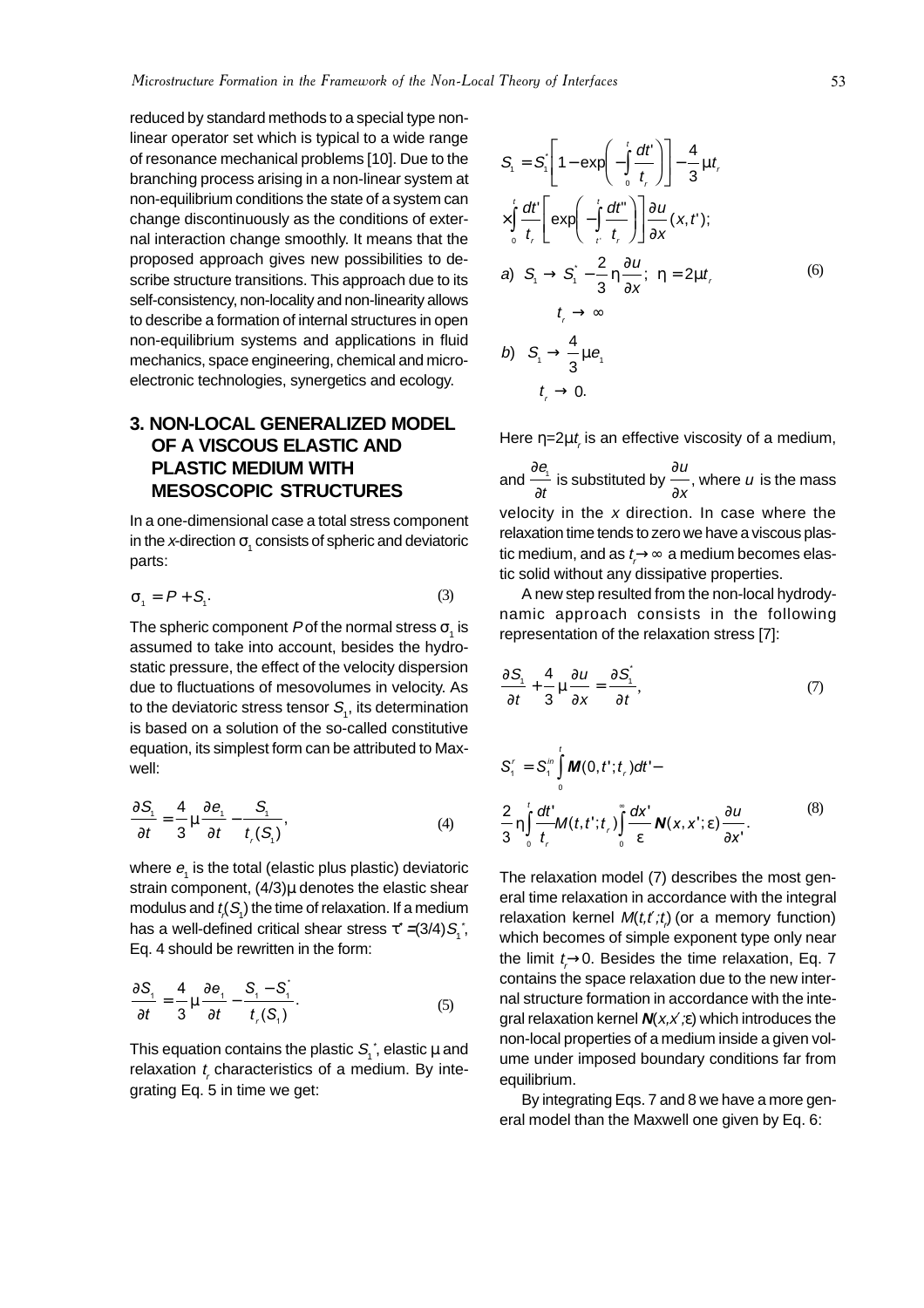reduced by standard methods to a special type non-linear operator set which is typical to a wide range of resonance mechanical problems [10]. Due to the branching process arising in a non-linear system at non-equilibrium conditions the state of a system can change discontinuously as the conditions of external interaction change smoothly. It means that the proposed approach gives new possibilities to describe structure transitions. This approach due to its self-consistency, non-locality and non-linearity allows to describe a formation of internal structures in open non-equilibrium systems and applications in fluid mechanics, space engineering, chemical and micro-electronic technologies, synergetics and ecology.

## 3. NON-LOCAL GENERALIZED MODEL OF A VISCOUS ELASTIC AND PLASTIC MEDIUM WITH MESOSCOPIC STRUCTURES

In a one-dimensional case a total stress component in the $x$-direction $\sigma_1$ consists of spheric and deviatoric parts:

$$\sigma_1 = P + S_1. \tag{3}$$

The spheric component $P$ of the normal stress $\sigma_1$ is assumed to take into account, besides the hydrostatic pressure, the effect of the velocity dispersion due to fluctuations of mesovolumes in velocity. As to the deviatoric stress tensor $S_1$, its determination is based on a solution of the so-called constitutive equation, its simplest form can be attributed to Maxwell:

$$\frac{\partial S_1}{\partial t} = \frac{4}{3}\mu\frac{\partial e_1}{\partial t} - \frac{S_1}{t_r(S_1)}, \tag{4}$$

where $e_1$ is the total (elastic plus plastic) deviatoric strain component, $(4/3)\mu$ denotes the elastic shear modulus and $t_r(S_1)$ the time of relaxation. If a medium has a well-defined critical shear stress $\tau^* = (3/4)S_1^*$, Eq. 4 should be rewritten in the form:

$$\frac{\partial S_1}{\partial t} = \frac{4}{3}\mu\frac{\partial e_1}{\partial t} - \frac{S_1 - S_1^*}{t_r(S_1)}. \tag{5}$$

This equation contains the plastic $S_1^*$, elastic $\mu$ and relaxation $t_r$ characteristics of a medium. By integrating Eq. 5 in time we get:

$$S_1 = S_1^*\left[1 - \exp\left(-\int_0^t \frac{dt'}{t_r}\right)\right] - \frac{4}{3}\mu t_r \times \int_0^t \frac{dt'}{t_r}\left[\exp\left(-\int_{t'}^t \frac{dt''}{t_r}\right)\right]\frac{\partial u}{\partial x}(x,t');$$

$$\begin{aligned} &a)\;\; S_1 \to S_1^* - \frac{2}{3}\eta\frac{\partial u}{\partial x};\;\; \eta = 2\mu t_r \\ &\qquad t_r \to \infty \\ &b)\;\; S_1 \to \frac{4}{3}\mu e_1 \\ &\qquad t_r \to 0. \end{aligned} \tag{6}$$

Here $\eta = 2\mu t_r$ is an effective viscosity of a medium, and $\frac{\partial e_1}{\partial t}$ is substituted by $\frac{\partial u}{\partial x}$, where $u$ is the mass velocity in the $x$ direction. In case where the relaxation time tends to zero we have a viscous plastic medium, and as $t_r \to \infty$ a medium becomes elastic solid without any dissipative properties.

A new step resulted from the non-local hydrodynamic approach consists in the following representation of the relaxation stress [7]:

$$\frac{\partial S_1}{\partial t} + \frac{4}{3}\mu\frac{\partial u}{\partial x} = \frac{\partial S_1^*}{\partial t}, \tag{7}$$

$$S_1^r = S_1^{in}\int_0^t \boldsymbol{M}(0,t';t_r)dt' - \frac{2}{3}\eta\int_0^t \frac{dt'}{t_r}M(t,t';t_r)\int_0^\infty \frac{dx'}{\varepsilon}\boldsymbol{N}(x,x';\varepsilon)\frac{\partial u}{\partial x'}. \tag{8}$$

The relaxation model (7) describes the most general time relaxation in accordance with the integral relaxation kernel $M(t,t';t_r)$ (or a memory function) which becomes of simple exponent type only near the limit $t_r \to 0$. Besides the time relaxation, Eq. 7 contains the space relaxation due to the new internal structure formation in accordance with the integral relaxation kernel $\boldsymbol{N}(x,x';\varepsilon)$ which introduces the non-local properties of a medium inside a given volume under imposed boundary conditions far from equilibrium.

By integrating Eqs. 7 and 8 we have a more general model than the Maxwell one given by Eq. 6: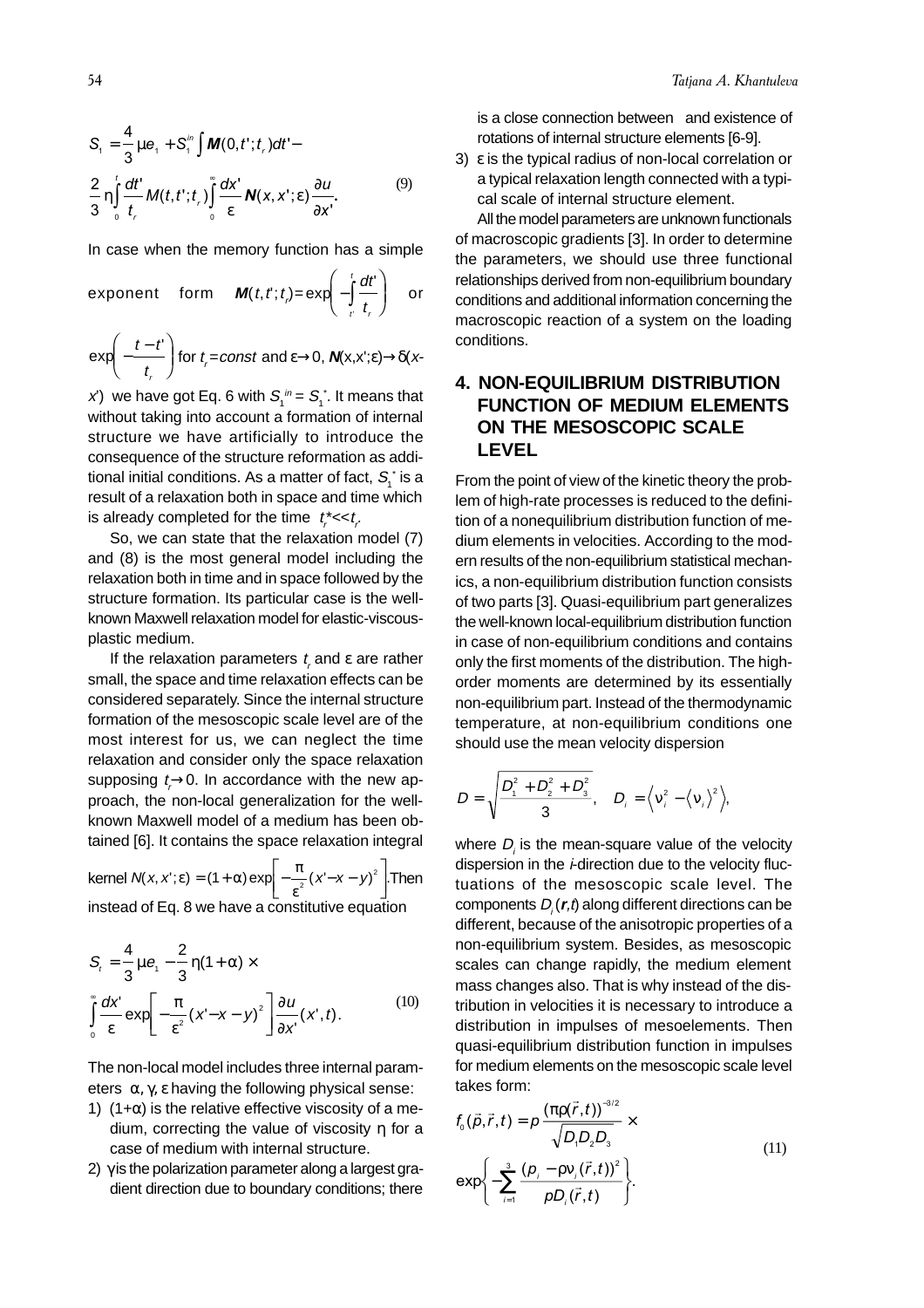$$S_1 = \frac{4}{3}\mu e_1 + S_1^{in}\int \boldsymbol{M}(0,t';t_r)dt' -$$
$$\frac{2}{3}\eta\int_0^t \frac{dt'}{t_r}M(t,t';t_r)\int_0^\infty \frac{dx'}{\varepsilon}\boldsymbol{N}(x,x';\varepsilon)\frac{\partial u}{\partial x'}. \qquad (9)$$

In case when the memory function has a simple exponent form $\boldsymbol{M}(t,t';t_r)=\exp\left(-\int_{t'}^{t}\frac{dt'}{t_r}\right)$ or $\exp\left(-\frac{t-t'}{t_r}\right)$ for $t_r=const$ and $\varepsilon\to 0$, $\boldsymbol{N}(x,x';\varepsilon)\to\delta(x-x')$ we have got Eq. 6 with $S_1^{in} = S_1^*$. It means that without taking into account a formation of internal structure we have artificially to introduce the consequence of the structure reformation as additional initial conditions. As a matter of fact, $S_1^*$ is a result of a relaxation both in space and time which is already completed for the time $t_r^* << t_r$.

So, we can state that the relaxation model (7) and (8) is the most general model including the relaxation both in time and in space followed by the structure formation. Its particular case is the well-known Maxwell relaxation model for elastic-viscous-plastic medium.

If the relaxation parameters $t_r$ and $\varepsilon$ are rather small, the space and time relaxation effects can be considered separately. Since the internal structure formation of the mesoscopic scale level are of the most interest for us, we can neglect the time relaxation and consider only the space relaxation supposing $t_r\to 0$. In accordance with the new approach, the non-local generalization for the well-known Maxwell model of a medium has been obtained [6]. It contains the space relaxation integral kernel $N(x,x';\varepsilon) = (1+\alpha)\exp\left[-\frac{\pi}{\varepsilon^2}(x'-x-y)^2\right]$. Then instead of Eq. 8 we have a constitutive equation

$$S_t = \frac{4}{3}\mu e_1 - \frac{2}{3}\eta(1+\alpha)\times$$
$$\int_0^\infty \frac{dx'}{\varepsilon}\exp\left[-\frac{\pi}{\varepsilon^2}(x'-x-y)^2\right]\frac{\partial u}{\partial x'}(x',t). \qquad (10)$$

The non-local model includes three internal parameters $\alpha$, $\gamma$, $\varepsilon$ having the following physical sense:

1) $(1+\alpha)$ is the relative effective viscosity of a medium, correcting the value of viscosity $\eta$ for a case of medium with internal structure.
2) $\gamma$ is the polarization parameter along a largest gradient direction due to boundary conditions; there is a close connection between and existence of rotations of internal structure elements [6-9].
3) $\varepsilon$ is the typical radius of non-local correlation or a typical relaxation length connected with a typical scale of internal structure element.

All the model parameters are unknown functionals of macroscopic gradients [3]. In order to determine the parameters, we should use three functional relationships derived from non-equilibrium boundary conditions and additional information concerning the macroscopic reaction of a system on the loading conditions.

## 4. NON-EQUILIBRIUM DISTRIBUTION FUNCTION OF MEDIUM ELEMENTS ON THE MESOSCOPIC SCALE LEVEL

From the point of view of the kinetic theory the problem of high-rate processes is reduced to the definition of a nonequilibrium distribution function of medium elements in velocities. According to the modern results of the non-equilibrium statistical mechanics, a non-equilibrium distribution function consists of two parts [3]. Quasi-equilibrium part generalizes the well-known local-equilibrium distribution function in case of non-equilibrium conditions and contains only the first moments of the distribution. The high-order moments are determined by its essentially non-equilibrium part. Instead of the thermodynamic temperature, at non-equilibrium conditions one should use the mean velocity dispersion

$$D = \sqrt{\frac{D_1^2 + D_2^2 + D_3^2}{3}}, \quad D_i = \left\langle \nu_i^2 - \left\langle \nu_i \right\rangle^2 \right\rangle,$$

where $D_i$ is the mean-square value of the velocity dispersion in the *i*-direction due to the velocity fluctuations of the mesoscopic scale level. The components $D_i(\boldsymbol{r},t)$ along different directions can be different, because of the anisotropic properties of a non-equilibrium system. Besides, as mesoscopic scales can change rapidly, the medium element mass changes also. That is why instead of the distribution in velocities it is necessary to introduce a distribution in impulses of mesoelements. Then quasi-equilibrium distribution function in impulses for medium elements on the mesoscopic scale level takes form:

$$f_0(\vec{p},\vec{r},t) = p\frac{(\pi\rho(\vec{r},t))^{-3/2}}{\sqrt{D_1 D_2 D_3}}\times$$
$$\exp\left\{-\sum_{i=1}^{3}\frac{(p_i - \rho\nu_i(\vec{r},t))^2}{pD_i(\vec{r},t)}\right\}. \qquad (11)$$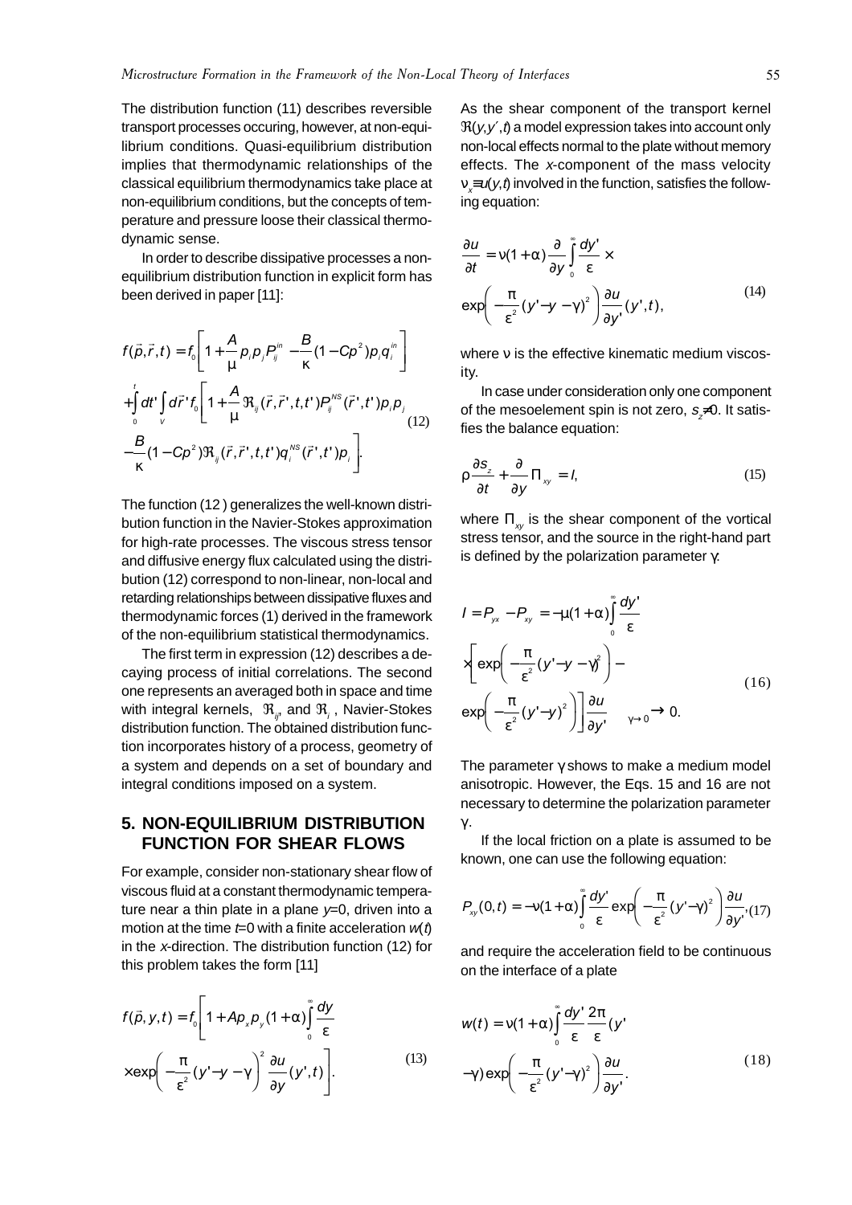The distribution function (11) describes reversible transport processes occuring, however, at non-equilibrium conditions. Quasi-equilibrium distribution implies that thermodynamic relationships of the classical equilibrium thermodynamics take place at non-equilibrium conditions, but the concepts of temperature and pressure loose their classical thermodynamic sense.

In order to describe dissipative processes a non-equilibrium distribution function in explicit form has been derived in paper [11]:

$$
\begin{aligned}
f(\vec{p},\vec{r},t) &= f_0\left[1+\frac{A}{\mu}p_i p_j P_{ij}^{in} - \frac{B}{\kappa}(1-Cp^2)p_i q_i^{in}\right] \\
&+\int_0^t dt'\int_V d\vec{r}\,' f_0\left[1+\frac{A}{\mu}\Re_{ij}(\vec{r},\vec{r}\,',t,t')P_{ij}^{NS}(\vec{r}\,',t')p_i p_j\right. \\
&\left.-\frac{B}{\kappa}(1-Cp^2)\Re_{ij}(\vec{r},\vec{r}\,',t,t')q_i^{NS}(\vec{r}\,',t')p_i\right].
\end{aligned} \tag{12}
$$

The function (12 ) generalizes the well-known distribution function in the Navier-Stokes approximation for high-rate processes. The viscous stress tensor and diffusive energy flux calculated using the distribution (12) correspond to non-linear, non-local and retarding relationships between dissipative fluxes and thermodynamic forces (1) derived in the framework of the non-equilibrium statistical thermodynamics.

The first term in expression (12) describes a decaying process of initial correlations. The second one represents an averaged both in space and time with integral kernels, $\Re_{ij}$, and $\Re_i$ , Navier-Stokes distribution function. The obtained distribution function incorporates history of a process, geometry of a system and depends on a set of boundary and integral conditions imposed on a system.

## 5. NON-EQUILIBRIUM DISTRIBUTION FUNCTION FOR SHEAR FLOWS

For example, consider non-stationary shear flow of viscous fluid at a constant thermodynamic temperature near a thin plate in a plane $y$=0, driven into a motion at the time $t$=0 with a finite acceleration $w(t)$ in the $x$-direction. The distribution function (12) for this problem takes the form [11]

$$
\begin{aligned}
f(\vec{p},y,t) &= f_0\left[1+Ap_x p_y(1+\alpha)\int_0^\infty \frac{dy}{\varepsilon}\right. \\
&\left.\times\exp\left(-\frac{\pi}{\varepsilon^2}(y'-y-\gamma)^2\frac{\partial u}{\partial y}(y',t)\right)\right].
\end{aligned} \tag{13}
$$

As the shear component of the transport kernel $\Re(y,y',t)$ a model expression takes into account only non-local effects normal to the plate without memory effects. The $x$-component of the mass velocity $v_x \equiv u(y,t)$ involved in the function, satisfies the following equation:

$$
\begin{aligned}
\frac{\partial u}{\partial t} &= \nu(1+\alpha)\frac{\partial}{\partial y}\int_0^\infty \frac{dy'}{\varepsilon}\times \\
&\exp\left(-\frac{\pi}{\varepsilon^2}(y'-y-\gamma)^2\right)\frac{\partial u}{\partial y'}(y',t),
\end{aligned} \tag{14}
$$

where $\nu$ is the effective kinematic medium viscosity.

In case under consideration only one component of the mesoelement spin is not zero, $s_z \neq 0$. It satisfies the balance equation:

$$
\rho\frac{\partial s_z}{\partial t}+\frac{\partial}{\partial y}\Pi_{xy} = I, \tag{15}
$$

where $\Pi_{xy}$ is the shear component of the vortical stress tensor, and the source in the right-hand part is defined by the polarization parameter $\gamma$:

$$
\begin{aligned}
I &= P_{yx}-P_{xy} = -\mu(1+\alpha)\int_0^\infty \frac{dy'}{\varepsilon} \\
&\times\left[\exp\left(-\frac{\pi}{\varepsilon^2}(y'-y-\gamma)^2\right)-\right. \\
&\left.\exp\left(-\frac{\pi}{\varepsilon^2}(y'-y)^2\right)\right]\frac{\partial u}{\partial y'}\quad \xrightarrow[\gamma\to 0]{} 0.
\end{aligned} \tag{16}
$$

The parameter $\gamma$ shows to make a medium model anisotropic. However, the Eqs. 15 and 16 are not necessary to determine the polarization parameter $\gamma$.

If the local friction on a plate is assumed to be known, one can use the following equation:

$$
P_{xy}(0,t) = -\nu(1+\alpha)\int_0^\infty \frac{dy'}{\varepsilon}\exp\left(-\frac{\pi}{\varepsilon^2}(y'-\gamma)^2\right)\frac{\partial u}{\partial y'}, \tag{17}
$$

and require the acceleration field to be continuous on the interface of a plate

$$
\begin{aligned}
w(t) &= \nu(1+\alpha)\int_0^\infty \frac{dy'}{\varepsilon}\frac{2\pi}{\varepsilon}(y' \\
&-\gamma)\exp\left(-\frac{\pi}{\varepsilon^2}(y'-\gamma)^2\right)\frac{\partial u}{\partial y'}.
\end{aligned} \tag{18}
$$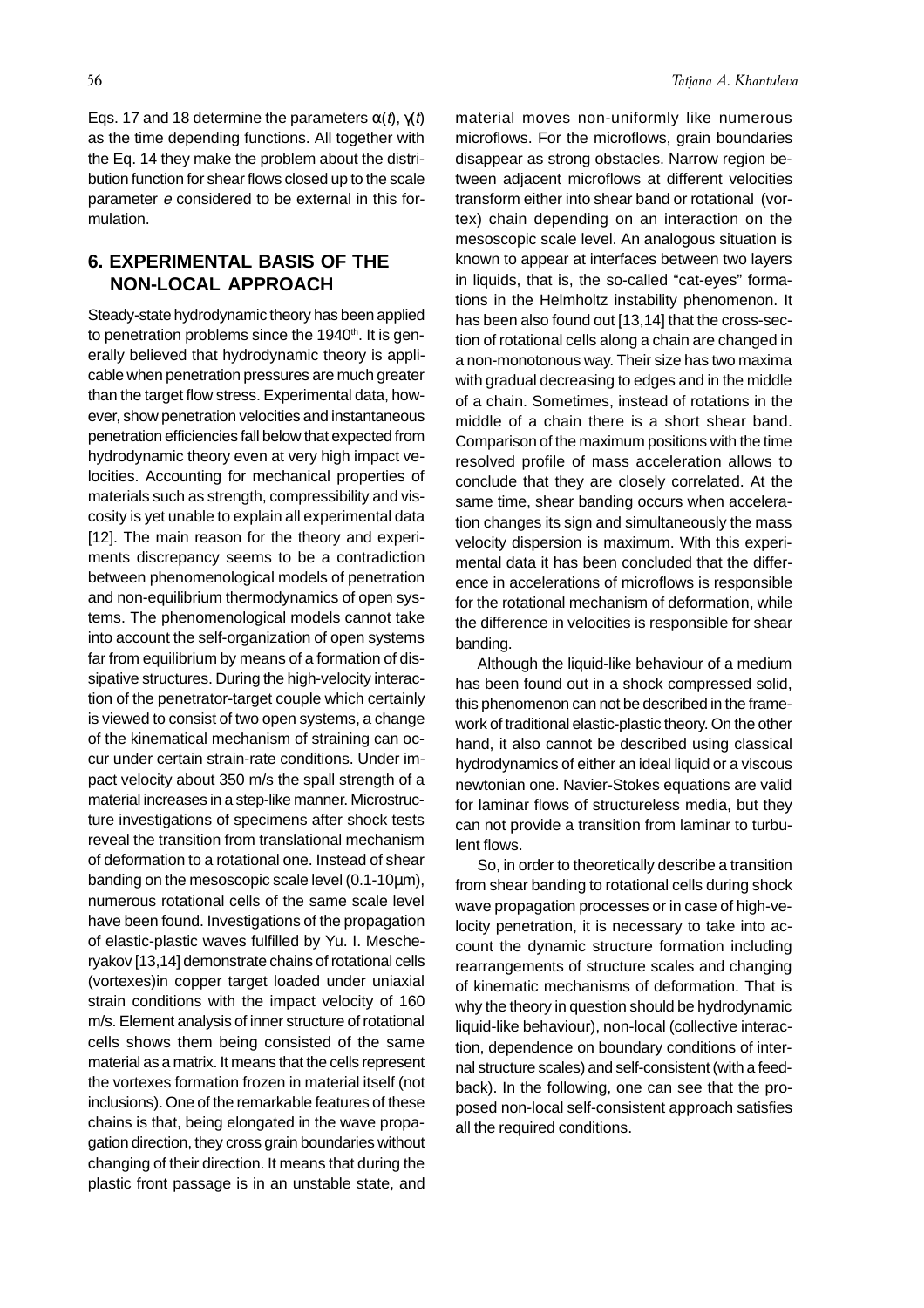Eqs. 17 and 18 determine the parameters $\alpha(t)$, $\gamma(t)$ as the time depending functions. All together with the Eq. 14 they make the problem about the distribution function for shear flows closed up to the scale parameter $e$ considered to be external in this formulation.

## 6. EXPERIMENTAL BASIS OF THE NON-LOCAL APPROACH

Steady-state hydrodynamic theory has been applied to penetration problems since the 1940[th]. It is generally believed that hydrodynamic theory is applicable when penetration pressures are much greater than the target flow stress. Experimental data, however, show penetration velocities and instantaneous penetration efficiencies fall below that expected from hydrodynamic theory even at very high impact velocities. Accounting for mechanical properties of materials such as strength, compressibility and viscosity is yet unable to explain all experimental data [12]. The main reason for the theory and experiments discrepancy seems to be a contradiction between phenomenological models of penetration and non-equilibrium thermodynamics of open systems. The phenomenological models cannot take into account the self-organization of open systems far from equilibrium by means of a formation of dissipative structures. During the high-velocity interaction of the penetrator-target couple which certainly is viewed to consist of two open systems, a change of the kinematical mechanism of straining can occur under certain strain-rate conditions. Under impact velocity about 350 m/s the spall strength of a material increases in a step-like manner. Microstructure investigations of specimens after shock tests reveal the transition from translational mechanism of deformation to a rotational one. Instead of shear banding on the mesoscopic scale level (0.1-10μm), numerous rotational cells of the same scale level have been found. Investigations of the propagation of elastic-plastic waves fulfilled by Yu. I. Mescheryakov [13,14] demonstrate chains of rotational cells (vortexes)in copper target loaded under uniaxial strain conditions with the impact velocity of 160 m/s. Element analysis of inner structure of rotational cells shows them being consisted of the same material as a matrix. It means that the cells represent the vortexes formation frozen in material itself (not inclusions). One of the remarkable features of these chains is that, being elongated in the wave propagation direction, they cross grain boundaries without changing of their direction. It means that during the plastic front passage is in an unstable state, and material moves non-uniformly like numerous microflows. For the microflows, grain boundaries disappear as strong obstacles. Narrow region between adjacent microflows at different velocities transform either into shear band or rotational (vortex) chain depending on an interaction on the mesoscopic scale level. An analogous situation is known to appear at interfaces between two layers in liquids, that is, the so-called "cat-eyes" formations in the Helmholtz instability phenomenon. It has been also found out [13,14] that the cross-section of rotational cells along a chain are changed in a non-monotonous way. Their size has two maxima with gradual decreasing to edges and in the middle of a chain. Sometimes, instead of rotations in the middle of a chain there is a short shear band. Comparison of the maximum positions with the time resolved profile of mass acceleration allows to conclude that they are closely correlated. At the same time, shear banding occurs when acceleration changes its sign and simultaneously the mass velocity dispersion is maximum. With this experimental data it has been concluded that the difference in accelerations of microflows is responsible for the rotational mechanism of deformation, while the difference in velocities is responsible for shear banding.

Although the liquid-like behaviour of a medium has been found out in a shock compressed solid, this phenomenon can not be described in the framework of traditional elastic-plastic theory. On the other hand, it also cannot be described using classical hydrodynamics of either an ideal liquid or a viscous newtonian one. Navier-Stokes equations are valid for laminar flows of structureless media, but they can not provide a transition from laminar to turbulent flows.

So, in order to theoretically describe a transition from shear banding to rotational cells during shock wave propagation processes or in case of high-velocity penetration, it is necessary to take into account the dynamic structure formation including rearrangements of structure scales and changing of kinematic mechanisms of deformation. That is why the theory in question should be hydrodynamic liquid-like behaviour), non-local (collective interaction, dependence on boundary conditions of internal structure scales) and self-consistent (with a feedback). In the following, one can see that the proposed non-local self-consistent approach satisfies all the required conditions.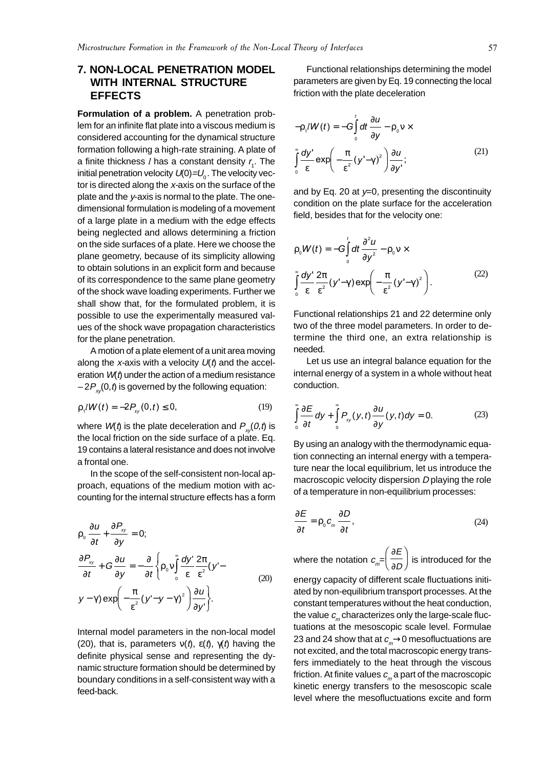## 7. NON-LOCAL PENETRATION MODEL WITH INTERNAL STRUCTURE EFFECTS

**Formulation of a problem.** A penetration problem for an infinite flat plate into a viscous medium is considered accounting for the dynamical structure formation following a high-rate straining. A plate of a finite thickness $l$ has a constant density $r_1$. The initial penetration velocity $U(0)=U_0$. The velocity vector is directed along the $x$-axis on the surface of the plate and the $y$-axis is normal to the plate. The one-dimensional formulation is modeling of a movement of a large plate in a medium with the edge effects being neglected and allows determining a friction on the side surfaces of a plate. Here we choose the plane geometry, because of its simplicity allowing to obtain solutions in an explicit form and because of its correspondence to the same plane geometry of the shock wave loading experiments. Further we shall show that, for the formulated problem, it is possible to use the experimentally measured values of the shock wave propagation characteristics for the plane penetration.

A motion of a plate element of a unit area moving along the $x$-axis with a velocity $U(t)$ and the acceleration $W(t)$ under the action of a medium resistance $-2P_{xy}(0,t)$ is governed by the following equation:

$$\rho_1 l W(t) = -2P_{xy}(0,t) \leq 0, \tag{19}$$

where $W(t)$ is the plate deceleration and $P_{xy}(0,t)$ is the local friction on the side surface of a plate. Eq. 19 contains a lateral resistance and does not involve a frontal one.

In the scope of the self-consistent non-local approach, equations of the medium motion with accounting for the internal structure effects has a form

$$\begin{aligned}
&\rho_0 \frac{\partial u}{\partial t} + \frac{\partial P_{xy}}{\partial y} = 0; \\
&\frac{\partial P_{xy}}{\partial t} + G\frac{\partial u}{\partial y} = -\frac{\partial}{\partial t}\left\{ \rho_0 \nu \int_0^\infty \frac{dy'}{\varepsilon}\frac{2\pi}{\varepsilon^2}(y' - y - \gamma)\exp\left(-\frac{\pi}{\varepsilon^2}(y'-y-\gamma)^2\right)\frac{\partial u}{\partial y'} \right\}.
\end{aligned} \tag{20}$$

Internal model parameters in the non-local model (20), that is, parameters $\nu(t)$, $\varepsilon(t)$, $\gamma(t)$ having the definite physical sense and representing the dynamic structure formation should be determined by boundary conditions in a self-consistent way with a feed-back.

Functional relationships determining the model parameters are given by Eq. 19 connecting the local friction with the plate deceleration

$$-\rho_1 l W(t) = -G\int_0^t dt \frac{\partial u}{\partial y} - \rho_0 \nu \times \int_0^\infty \frac{dy'}{\varepsilon}\exp\left(-\frac{\pi}{\varepsilon^2}(y'-\gamma)^2\right)\frac{\partial u}{\partial y'}; \tag{21}$$

and by Eq. 20 at $y$=0, presenting the discontinuity condition on the plate surface for the acceleration field, besides that for the velocity one:

$$\rho_0 W(t) = -G\int_0^t dt \frac{\partial^2 u}{\partial y^2} - \rho_0 \nu \times \int_0^\infty \frac{dy'}{\varepsilon}\frac{2\pi}{\varepsilon^2}(y'-\gamma)\exp\left(-\frac{\pi}{\varepsilon^2}(y'-\gamma)^2\right). \tag{22}$$

Functional relationships 21 and 22 determine only two of the three model parameters. In order to determine the third one, an extra relationship is needed.

Let us use an integral balance equation for the internal energy of a system in a whole without heat conduction.

$$\int_0^\infty \frac{\partial E}{\partial t}dy + \int_0^\infty P_{xy}(y,t)\frac{\partial u}{\partial y}(y,t)dy = 0. \tag{23}$$

By using an analogy with the thermodynamic equation connecting an internal energy with a temperature near the local equilibrium, let us introduce the macroscopic velocity dispersion $D$ playing the role of a temperature in non-equilibrium processes:

$$\frac{\partial E}{\partial t} = \rho_0 c_m \frac{\partial D}{\partial t}, \tag{24}$$

where the notation $c_m = \left(\frac{\partial E}{\partial D}\right)$ is introduced for the energy capacity of different scale fluctuations initiated by non-equilibrium transport processes. At the constant temperatures without the heat conduction, the value $c_m$ characterizes only the large-scale fluctuations at the mesoscopic scale level. Formulae 23 and 24 show that at $c_m \to 0$ mesofluctuations are not excited, and the total macroscopic energy transfers immediately to the heat through the viscous friction. At finite values $c_m$ a part of the macroscopic kinetic energy transfers to the mesoscopic scale level where the mesofluctuations excite and form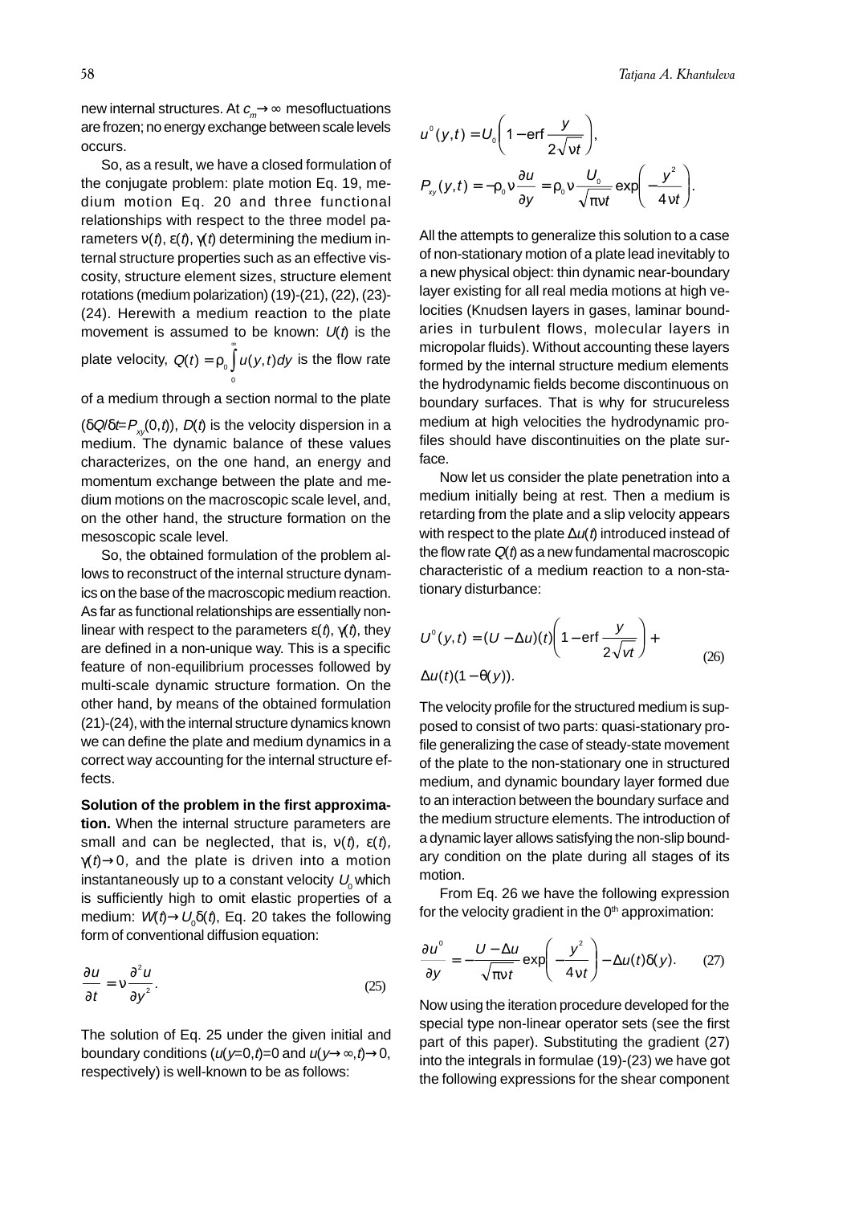new internal structures. At $c_m \to \infty$ mesofluctuations are frozen; no energy exchange between scale levels occurs.

So, as a result, we have a closed formulation of the conjugate problem: plate motion Eq. 19, medium motion Eq. 20 and three functional relationships with respect to the three model parameters $\nu(t)$, $\varepsilon(t)$, $\gamma(t)$ determining the medium internal structure properties such as an effective viscosity, structure element sizes, structure element rotations (medium polarization) (19)-(21), (22), (23)-(24). Herewith a medium reaction to the plate movement is assumed to be known: $U(t)$ is the plate velocity, $Q(t) = \rho_0 \int_0^{\infty} u(y,t)dy$ is the flow rate of a medium through a section normal to the plate ($\delta Q/\delta t = P_{xy}(0,t)$), $D(t)$ is the velocity dispersion in a medium. The dynamic balance of these values characterizes, on the one hand, an energy and momentum exchange between the plate and medium motions on the macroscopic scale level, and, on the other hand, the structure formation on the mesoscopic scale level.

So, the obtained formulation of the problem allows to reconstruct of the internal structure dynamics on the base of the macroscopic medium reaction. As far as functional relationships are essentially nonlinear with respect to the parameters $\varepsilon(t)$, $\gamma(t)$, they are defined in a non-unique way. This is a specific feature of non-equilibrium processes followed by multi-scale dynamic structure formation. On the other hand, by means of the obtained formulation (21)-(24), with the internal structure dynamics known we can define the plate and medium dynamics in a correct way accounting for the internal structure effects.

**Solution of the problem in the first approximation.** When the internal structure parameters are small and can be neglected, that is, $\nu(t)$, $\varepsilon(t)$, $\gamma(t) \to 0$, and the plate is driven into a motion instantaneously up to a constant velocity $U_0$ which is sufficiently high to omit elastic properties of a medium: $W(t) \to U_0\delta(t)$, Eq. 20 takes the following form of conventional diffusion equation:

$$\frac{\partial u}{\partial t} = \nu \frac{\partial^2 u}{\partial y^2}. \tag{25}$$

The solution of Eq. 25 under the given initial and boundary conditions ($u(y=0,t)=0$ and $u(y\to\infty,t)\to 0$, respectively) is well-known to be as follows:

$$u^0(y,t) = U_0\left(1 - \operatorname{erf}\frac{y}{2\sqrt{\nu t}}\right),$$

$$P_{xy}(y,t) = -\rho_0\nu\frac{\partial u}{\partial y} = \rho_0\nu\frac{U_0}{\sqrt{\pi\nu t}}\exp\left(-\frac{y^2}{4\nu t}\right).$$

All the attempts to generalize this solution to a case of non-stationary motion of a plate lead inevitably to a new physical object: thin dynamic near-boundary layer existing for all real media motions at high velocities (Knudsen layers in gases, laminar boundaries in turbulent flows, molecular layers in micropolar fluids). Without accounting these layers formed by the internal structure medium elements the hydrodynamic fields become discontinuous on boundary surfaces. That is why for strucureless medium at high velocities the hydrodynamic profiles should have discontinuities on the plate surface.

Now let us consider the plate penetration into a medium initially being at rest. Then a medium is retarding from the plate and a slip velocity appears with respect to the plate $\Delta u(t)$ introduced instead of the flow rate $Q(t)$ as a new fundamental macroscopic characteristic of a medium reaction to a non-stationary disturbance:

$$U^0(y,t) = (U - \Delta u)(t)\left(1 - \operatorname{erf}\frac{y}{2\sqrt{\nu t}}\right) + \Delta u(t)(1 - \theta(y)). \tag{26}$$

The velocity profile for the structured medium is supposed to consist of two parts: quasi-stationary profile generalizing the case of steady-state movement of the plate to the non-stationary one in structured medium, and dynamic boundary layer formed due to an interaction between the boundary surface and the medium structure elements. The introduction of a dynamic layer allows satisfying the non-slip boundary condition on the plate during all stages of its motion.

From Eq. 26 we have the following expression for the velocity gradient in the 0[th] approximation:

$$\frac{\partial u^0}{\partial y} = -\frac{U - \Delta u}{\sqrt{\pi\nu t}}\exp\left(-\frac{y^2}{4\nu t}\right) - \Delta u(t)\delta(y). \tag{27}$$

Now using the iteration procedure developed for the special type non-linear operator sets (see the first part of this paper). Substituting the gradient (27) into the integrals in formulae (19)-(23) we have got the following expressions for the shear component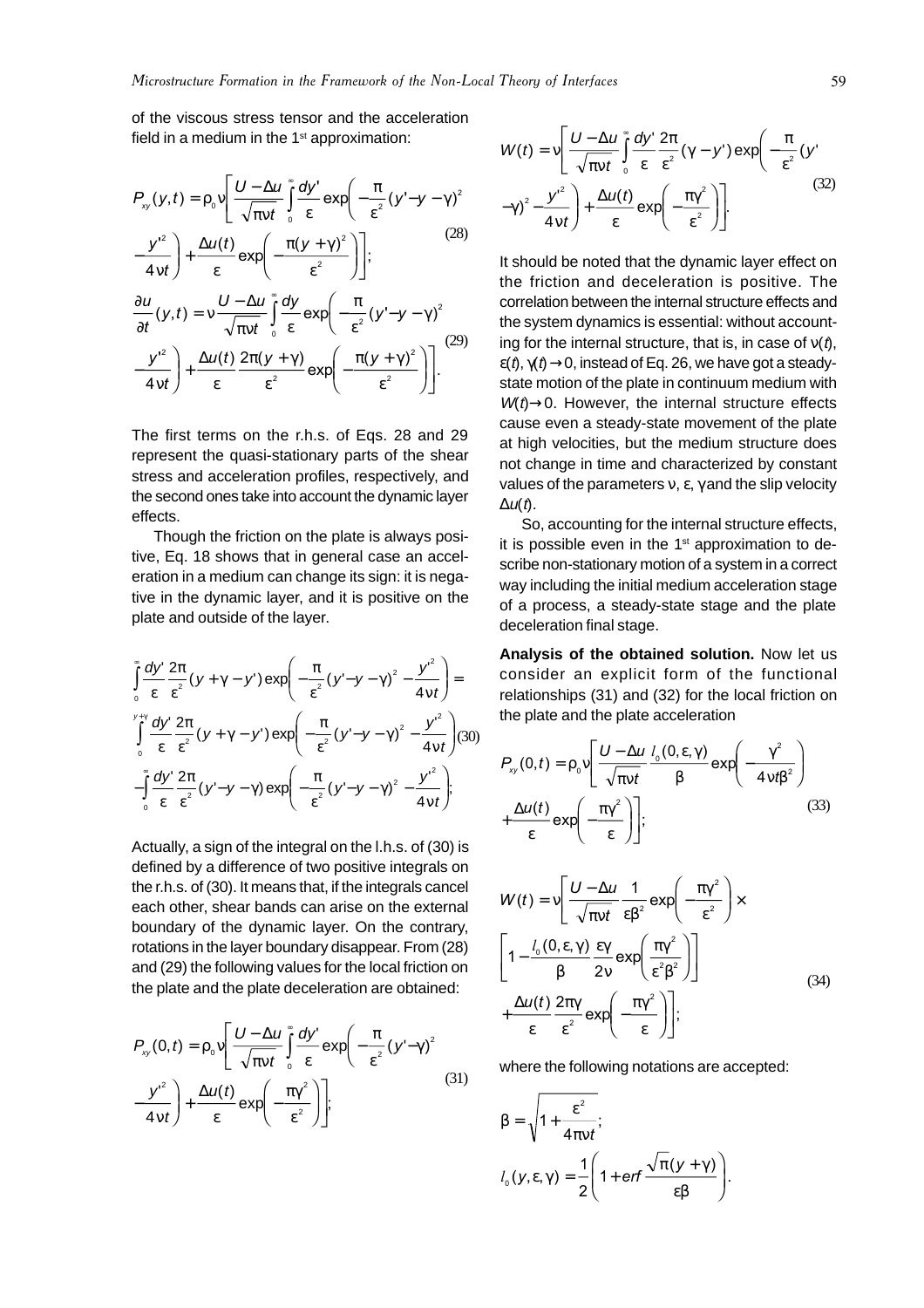of the viscous stress tensor and the acceleration field in a medium in the 1st approximation:

$$P_{xy}(y,t) = \rho_0 \nu \left[ \frac{U - \Delta u}{\sqrt{\pi \nu t}} \int_0^\infty \frac{dy'}{\varepsilon} \exp\left( -\frac{\pi}{\varepsilon^2}(y' - y - \gamma)^2 - \frac{y'^2}{4\nu t} \right) + \frac{\Delta u(t)}{\varepsilon} \exp\left( -\frac{\pi (y+\gamma)^2}{\varepsilon^2} \right) \right]; \tag{28}$$

$$\frac{\partial u}{\partial t}(y,t) = \nu \frac{U - \Delta u}{\sqrt{\pi \nu t}} \int_0^\infty \frac{dy}{\varepsilon} \exp\left( -\frac{\pi}{\varepsilon^2}(y' - y - \gamma)^2 - \frac{y'^2}{4\nu t} \right) + \frac{\Delta u(t)}{\varepsilon} \frac{2\pi (y+\gamma)}{\varepsilon^2} \exp\left( -\frac{\pi (y+\gamma)^2}{\varepsilon^2} \right) \Bigg]. \tag{29}$$

The first terms on the r.h.s. of Eqs. 28 and 29 represent the quasi-stationary parts of the shear stress and acceleration profiles, respectively, and the second ones take into account the dynamic layer effects.

Though the friction on the plate is always positive, Eq. 18 shows that in general case an acceleration in a medium can change its sign: it is negative in the dynamic layer, and it is positive on the plate and outside of the layer.

$$\int_0^\infty \frac{dy'}{\varepsilon} \frac{2\pi}{\varepsilon^2} (y + \gamma - y') \exp\left( -\frac{\pi}{\varepsilon^2}(y' - y - \gamma)^2 - \frac{y'^2}{4\nu t} \right) = \int_0^{y+\gamma} \frac{dy'}{\varepsilon} \frac{2\pi}{\varepsilon^2} (y + \gamma - y') \exp\left( -\frac{\pi}{\varepsilon^2}(y' - y - \gamma)^2 - \frac{y'^2}{4\nu t} \right) - \int_0^\infty \frac{dy'}{\varepsilon} \frac{2\pi}{\varepsilon^2} (y' - y - \gamma) \exp\left( -\frac{\pi}{\varepsilon^2}(y' - y - \gamma)^2 - \frac{y'^2}{4\nu t} \right); \tag{30}$$

Actually, a sign of the integral on the l.h.s. of (30) is defined by a difference of two positive integrals on the r.h.s. of (30). It means that, if the integrals cancel each other, shear bands can arise on the external boundary of the dynamic layer. On the contrary, rotations in the layer boundary disappear. From (28) and (29) the following values for the local friction on the plate and the plate deceleration are obtained:

$$P_{xy}(0,t) = \rho_0 \nu \left[ \frac{U - \Delta u}{\sqrt{\pi \nu t}} \int_0^\infty \frac{dy'}{\varepsilon} \exp\left( -\frac{\pi}{\varepsilon^2}(y' - \gamma)^2 - \frac{y'^2}{4\nu t} \right) + \frac{\Delta u(t)}{\varepsilon} \exp\left( -\frac{\pi \gamma^2}{\varepsilon^2} \right) \right]; \tag{31}$$

$$W(t) = \nu \left[ \frac{U - \Delta u}{\sqrt{\pi \nu t}} \int_0^\infty \frac{dy'}{\varepsilon} \frac{2\pi}{\varepsilon^2} (\gamma - y') \exp\left( -\frac{\pi}{\varepsilon^2}(y' - \gamma)^2 - \frac{y'^2}{4\nu t} \right) + \frac{\Delta u(t)}{\varepsilon} \exp\left( -\frac{\pi \gamma^2}{\varepsilon^2} \right) \right]. \tag{32}$$

It should be noted that the dynamic layer effect on the friction and deceleration is positive. The correlation between the internal structure effects and the system dynamics is essential: without accounting for the internal structure, that is, in case of $\nu(t)$, $\varepsilon(t)$, $\gamma(t) \to 0$, instead of Eq. 26, we have got a steady-state motion of the plate in continuum medium with $W(t) \to 0$. However, the internal structure effects cause even a steady-state movement of the plate at high velocities, but the medium structure does not change in time and characterized by constant values of the parameters $\nu$, $\varepsilon$, $\gamma$ and the slip velocity $\Delta u(t)$.

So, accounting for the internal structure effects, it is possible even in the 1st approximation to describe non-stationary motion of a system in a correct way including the initial medium acceleration stage of a process, a steady-state stage and the plate deceleration final stage.

**Analysis of the obtained solution.** Now let us consider an explicit form of the functional relationships (31) and (32) for the local friction on the plate and the plate acceleration

$$P_{xy}(0,t) = \rho_0 \nu \left[ \frac{U - \Delta u}{\sqrt{\pi \nu t}} \frac{l_0(0, \varepsilon, \gamma)}{\beta} \exp\left( -\frac{\gamma^2}{4\nu t \beta^2} \right) + \frac{\Delta u(t)}{\varepsilon} \exp\left( -\frac{\pi \gamma^2}{\varepsilon} \right) \right]; \tag{33}$$

$$W(t) = \nu \left[ \frac{U - \Delta u}{\sqrt{\pi \nu t}} \frac{1}{\varepsilon \beta^2} \exp\left( -\frac{\pi \gamma^2}{\varepsilon^2} \right) \times \left[ 1 - \frac{l_0(0, \varepsilon, \gamma)}{\beta} \frac{\varepsilon \gamma}{2\nu} \exp\left( \frac{\pi \gamma^2}{\varepsilon^2 \beta^2} \right) \right] + \frac{\Delta u(t)}{\varepsilon} \frac{2\pi \gamma}{\varepsilon^2} \exp\left( -\frac{\pi \gamma^2}{\varepsilon} \right) \right]; \tag{34}$$

where the following notations are accepted:

$$\beta = \sqrt{1 + \frac{\varepsilon^2}{4\pi \nu t}};$$

$$l_0(y, \varepsilon, \gamma) = \frac{1}{2} \left( 1 + erf \frac{\sqrt{\pi}(y + \gamma)}{\varepsilon \beta} \right).$$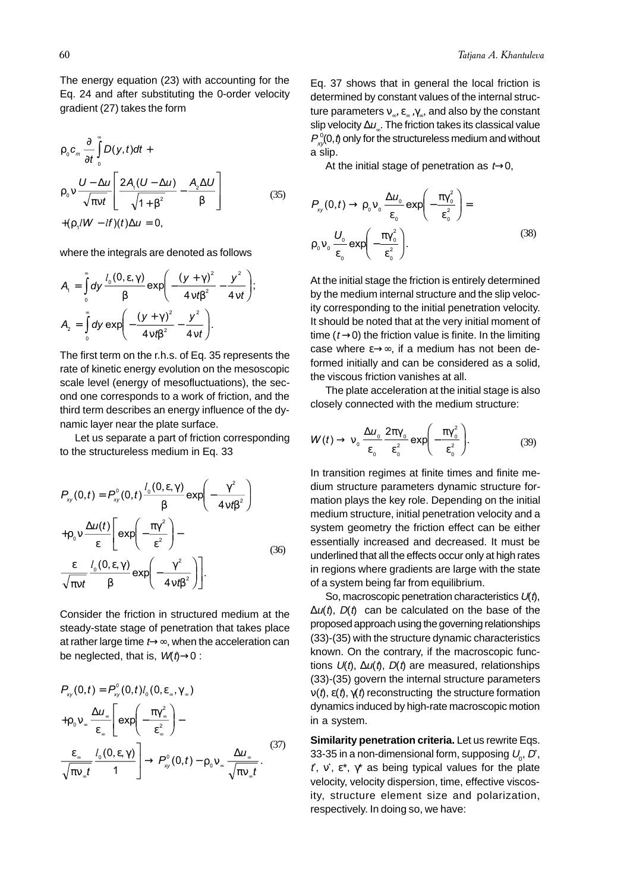The energy equation (23) with accounting for the Eq. 24 and after substituting the 0-order velocity gradient (27) takes the form

$$\rho_0 c_m \frac{\partial}{\partial t}\int_0^\infty D(y,t)dt + \rho_0 \nu \frac{U-\Delta u}{\sqrt{\pi \nu t}}\left[\frac{2A_1(U-\Delta u)}{\sqrt{1+\beta^2}} - \frac{A_2 \Delta U}{\beta}\right] + (\rho_1 l W - lf)(t)\Delta u = 0, \tag{35}$$

where the integrals are denoted as follows

$$A_1 = \int_0^\infty dy \frac{l_0(0,\varepsilon,\gamma)}{\beta}\exp\left(-\frac{(y+\gamma)^2}{4\nu t\beta^2} - \frac{y^2}{4\nu t}\right);$$

$$A_2 = \int_0^\infty dy \exp\left(-\frac{(y+\gamma)^2}{4\nu t\beta^2} - \frac{y^2}{4\nu t}\right).$$

The first term on the r.h.s. of Eq. 35 represents the rate of kinetic energy evolution on the mesoscopic scale level (energy of mesofluctuations), the second one corresponds to a work of friction, and the third term describes an energy influence of the dynamic layer near the plate surface.

Let us separate a part of friction corresponding to the structureless medium in Eq. 33

$$P_{xy}(0,t) = P_{xy}^0(0,t)\frac{l_0(0,\varepsilon,\gamma)}{\beta}\exp\left(-\frac{\gamma^2}{4\nu t\beta^2}\right) + \rho_0 \nu \frac{\Delta u(t)}{\varepsilon}\left[\exp\left(-\frac{\pi\gamma^2}{\varepsilon^2}\right) - \frac{\varepsilon}{\sqrt{\pi \nu t}}\frac{l_0(0,\varepsilon,\gamma)}{\beta}\exp\left(-\frac{\gamma^2}{4\nu t\beta^2}\right)\right]. \tag{36}$$

Consider the friction in structured medium at the steady-state stage of penetration that takes place at rather large time $t\to\infty$, when the acceleration can be neglected, that is, $W(t)\to 0$ :

$$P_{xy}(0,t) = P_{xy}^0(0,t)l_0(0,\varepsilon_\infty,\gamma_\infty) + \rho_0 \nu_\infty \frac{\Delta u_\infty}{\varepsilon_\infty}\left[\exp\left(-\frac{\pi\gamma_\infty^2}{\varepsilon_\infty^2}\right) - \frac{\varepsilon_\infty}{\sqrt{\pi\nu_\infty t}}\frac{l_0(0,\varepsilon,\gamma)}{1}\right] \to P_{xy}^0(0,t) - \rho_0 \nu_\infty \frac{\Delta u_\infty}{\sqrt{\pi \nu_\infty t}}. \tag{37}$$

Eq. 37 shows that in general the local friction is determined by constant values of the internal structure parameters $\nu_\infty$, $\varepsilon_\infty$, $\gamma_\infty$, and also by the constant slip velocity $\Delta u_\infty$. The friction takes its classical value $P_{xy}^0(0,t)$ only for the structureless medium and without a slip.

At the initial stage of penetration as $t\to 0$,

$$P_{xy}(0,t) \to \rho_0 \nu_0 \frac{\Delta u_0}{\varepsilon_0}\exp\left(-\frac{\pi\gamma_0^2}{\varepsilon_0^2}\right) = \rho_0 \nu_0 \frac{U_0}{\varepsilon_0}\exp\left(-\frac{\pi\gamma_0^2}{\varepsilon_0^2}\right). \tag{38}$$

At the initial stage the friction is entirely determined by the medium internal structure and the slip velocity corresponding to the initial penetration velocity. It should be noted that at the very initial moment of time ($t\to 0$) the friction value is finite. In the limiting case where $\varepsilon\to\infty$, if a medium has not been deformed initially and can be considered as a solid, the viscous friction vanishes at all.

The plate acceleration at the initial stage is also closely connected with the medium structure:

$$W(t) \to \nu_0 \frac{\Delta u_0}{\varepsilon_0}\frac{2\pi\gamma_0}{\varepsilon_0^2}\exp\left(-\frac{\pi\gamma_0^2}{\varepsilon_0^2}\right). \tag{39}$$

In transition regimes at finite times and finite medium structure parameters dynamic structure formation plays the key role. Depending on the initial medium structure, initial penetration velocity and a system geometry the friction effect can be either essentially increased and decreased. It must be underlined that all the effects occur only at high rates in regions where gradients are large with the state of a system being far from equilibrium.

So, macroscopic penetration characteristics $U(t)$, $\Delta u(t)$, $D(t)$ can be calculated on the base of the proposed approach using the governing relationships (33)-(35) with the structure dynamic characteristics known. On the contrary, if the macroscopic functions $U(t)$, $\Delta u(t)$, $D(t)$ are measured, relationships (33)-(35) govern the internal structure parameters $\nu(t)$, $\varepsilon(t)$, $\gamma(t)$ reconstructing the structure formation dynamics induced by high-rate macroscopic motion in a system.

**Similarity penetration criteria.** Let us rewrite Eqs. 33-35 in a non-dimensional form, supposing $U_0$, $D^*$, $t^*$, $\nu^*$, $\varepsilon^*$, $\gamma^*$ as being typical values for the plate velocity, velocity dispersion, time, effective viscosity, structure element size and polarization, respectively. In doing so, we have: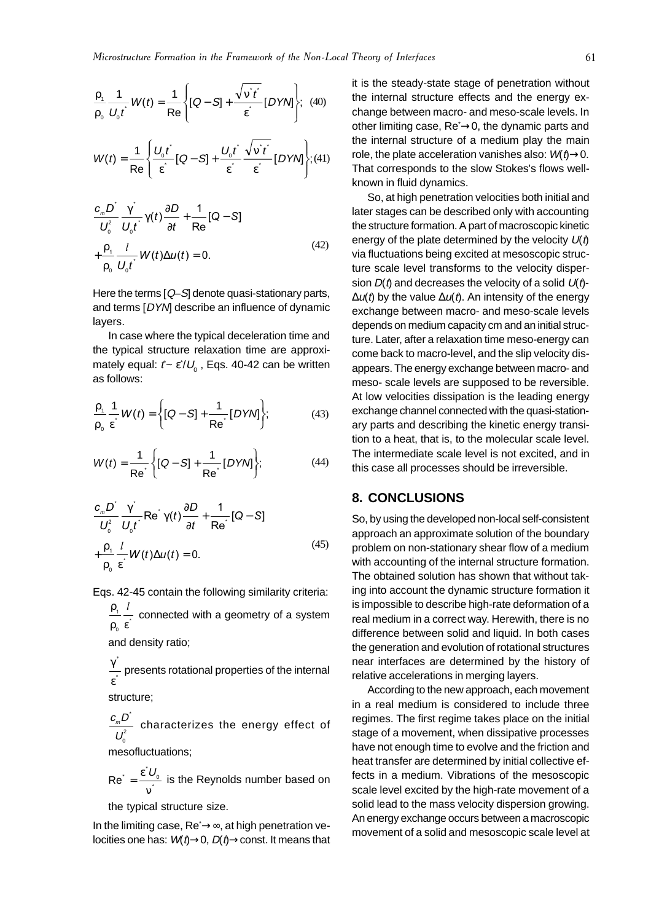$$\frac{\rho_1}{\rho_0}\frac{1}{U_0 t^*}W(t) = \frac{1}{\mathrm{Re}}\left\{[Q-S] + \frac{\sqrt{\nu^* t^*}}{\varepsilon^*}[DYN]\right\}; \quad (40)$$

$$W(t) = \frac{1}{\mathrm{Re}}\left\{\frac{U_0 t^*}{\varepsilon^*}[Q-S] + \frac{U_0 t^*}{\varepsilon^*}\frac{\sqrt{\nu^* t^*}}{\varepsilon^*}[DYN]\right\}; \quad (41)$$

$$\frac{c_m D^*}{U_0^2}\frac{\gamma^*}{U_0 t^*}\gamma(t)\frac{\partial D}{\partial t} + \frac{1}{\mathrm{Re}}[Q-S] + \frac{\rho_1}{\rho_0}\frac{l}{U_0 t^*}W(t)\Delta u(t) = 0. \quad (42)$$

Here the terms $[Q\text{–}S]$ denote quasi-stationary parts, and terms $[DYN]$ describe an influence of dynamic layers.

In case where the typical deceleration time and the typical structure relaxation time are approximately equal: $t^* \sim \varepsilon^*/U_0$, Eqs. 40-42 can be written as follows:

$$\frac{\rho_1}{\rho_0}\frac{1}{\varepsilon^*}W(t) = \left\{[Q-S] + \frac{1}{\mathrm{Re}^*}[DYN]\right\}; \quad (43)$$

$$W(t) = \frac{1}{\mathrm{Re}^*}\left\{[Q-S] + \frac{1}{\mathrm{Re}^*}[DYN]\right\}; \quad (44)$$

$$\frac{c_m D^*}{U_0^2}\frac{\gamma^*}{U_0 t^*}\mathrm{Re}^*\gamma(t)\frac{\partial D}{\partial t} + \frac{1}{\mathrm{Re}^*}[Q-S] + \frac{\rho_1}{\rho_0}\frac{l}{\varepsilon^*}W(t)\Delta u(t) = 0. \quad (45)$$

Eqs. 42-45 contain the following similarity criteria:

$\frac{\rho_1}{\rho_0}\frac{l}{\varepsilon^*}$ connected with a geometry of a system and density ratio;

$\frac{\gamma^*}{\varepsilon^*}$ presents rotational properties of the internal structure;

$\frac{c_m D^*}{U_0^2}$ characterizes the energy effect of mesofluctuations;

$\mathrm{Re}^* = \frac{\varepsilon^* U_0}{\nu^*}$ is the Reynolds number based on the typical structure size.

In the limiting case, $\mathrm{Re}^* \to \infty$, at high penetration velocities one has: $W(t) \to 0$, $D(t) \to \mathrm{const}$. It means that it is the steady-state stage of penetration without the internal structure effects and the energy exchange between macro- and meso-scale levels. In other limiting case, $\mathrm{Re}^* \to 0$, the dynamic parts and the internal structure of a medium play the main role, the plate acceleration vanishes also: $W(t) \to 0$. That corresponds to the slow Stokes's flows well-known in fluid dynamics.

So, at high penetration velocities both initial and later stages can be described only with accounting the structure formation. A part of macroscopic kinetic energy of the plate determined by the velocity $U(t)$ via fluctuations being excited at mesoscopic structure scale level transforms to the velocity dispersion $D(t)$ and decreases the velocity of a solid $U(t)$-$\Delta u(t)$ by the value $\Delta u(t)$. An intensity of the energy exchange between macro- and meso-scale levels depends on medium capacity cm and an initial structure. Later, after a relaxation time meso-energy can come back to macro-level, and the slip velocity disappears. The energy exchange between macro- and meso- scale levels are supposed to be reversible. At low velocities dissipation is the leading energy exchange channel connected with the quasi-stationary parts and describing the kinetic energy transition to a heat, that is, to the molecular scale level. The intermediate scale level is not excited, and in this case all processes should be irreversible.

## 8. CONCLUSIONS

So, by using the developed non-local self-consistent approach an approximate solution of the boundary problem on non-stationary shear flow of a medium with accounting of the internal structure formation. The obtained solution has shown that without taking into account the dynamic structure formation it is impossible to describe high-rate deformation of a real medium in a correct way. Herewith, there is no difference between solid and liquid. In both cases the generation and evolution of rotational structures near interfaces are determined by the history of relative accelerations in merging layers.

According to the new approach, each movement in a real medium is considered to include three regimes. The first regime takes place on the initial stage of a movement, when dissipative processes have not enough time to evolve and the friction and heat transfer are determined by initial collective effects in a medium. Vibrations of the mesoscopic scale level excited by the high-rate movement of a solid lead to the mass velocity dispersion growing. An energy exchange occurs between a macroscopic movement of a solid and mesoscopic scale level at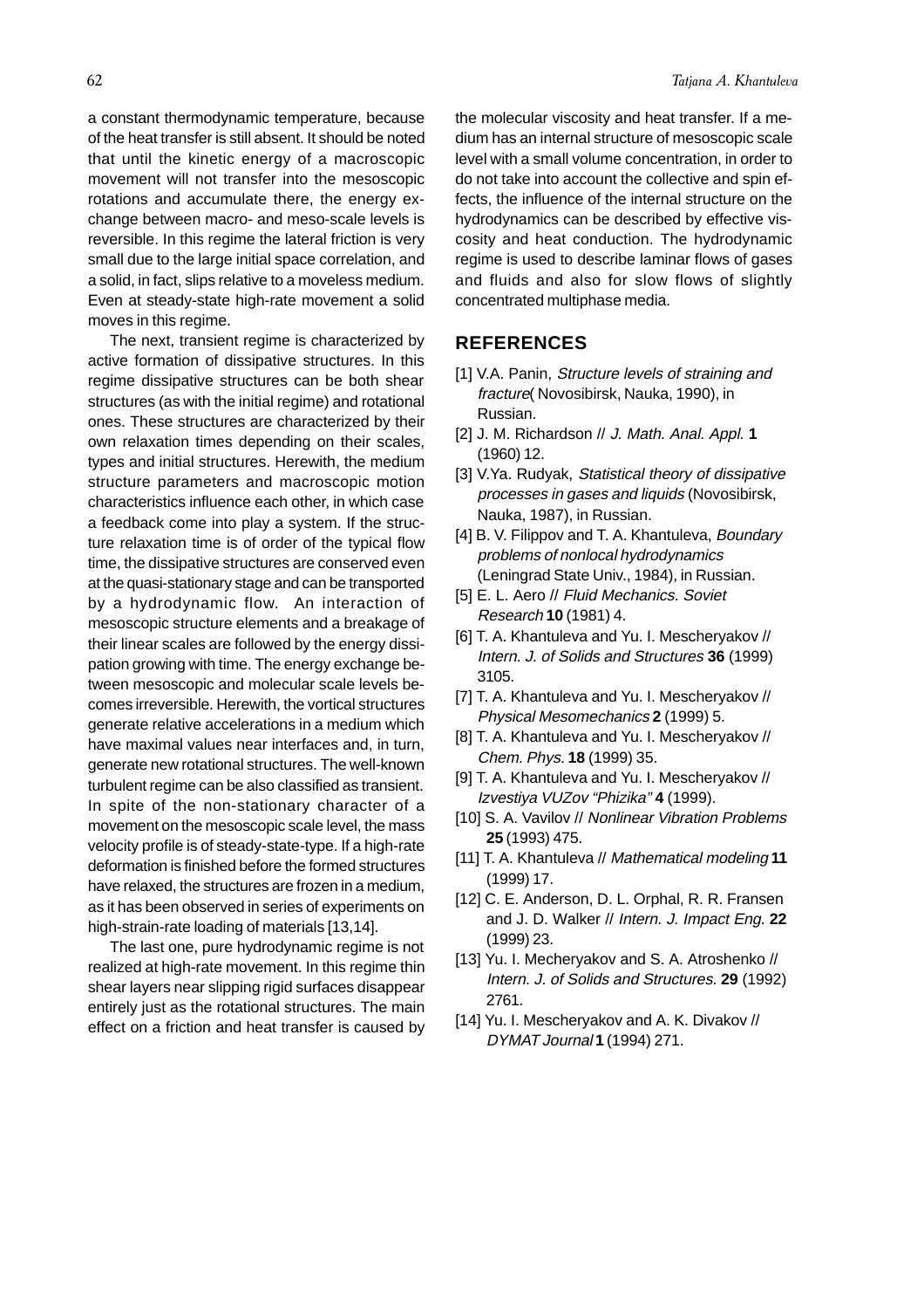a constant thermodynamic temperature, because of the heat transfer is still absent. It should be noted that until the kinetic energy of a macroscopic movement will not transfer into the mesoscopic rotations and accumulate there, the energy exchange between macro- and meso-scale levels is reversible. In this regime the lateral friction is very small due to the large initial space correlation, and a solid, in fact, slips relative to a moveless medium. Even at steady-state high-rate movement a solid moves in this regime.

The next, transient regime is characterized by active formation of dissipative structures. In this regime dissipative structures can be both shear structures (as with the initial regime) and rotational ones. These structures are characterized by their own relaxation times depending on their scales, types and initial structures. Herewith, the medium structure parameters and macroscopic motion characteristics influence each other, in which case a feedback come into play a system. If the structure relaxation time is of order of the typical flow time, the dissipative structures are conserved even at the quasi-stationary stage and can be transported by a hydrodynamic flow. An interaction of mesoscopic structure elements and a breakage of their linear scales are followed by the energy dissipation growing with time. The energy exchange between mesoscopic and molecular scale levels becomes irreversible. Herewith, the vortical structures generate relative accelerations in a medium which have maximal values near interfaces and, in turn, generate new rotational structures. The well-known turbulent regime can be also classified as transient. In spite of the non-stationary character of a movement on the mesoscopic scale level, the mass velocity profile is of steady-state-type. If a high-rate deformation is finished before the formed structures have relaxed, the structures are frozen in a medium, as it has been observed in series of experiments on high-strain-rate loading of materials [13,14].

The last one, pure hydrodynamic regime is not realized at high-rate movement. In this regime thin shear layers near slipping rigid surfaces disappear entirely just as the rotational structures. The main effect on a friction and heat transfer is caused by the molecular viscosity and heat transfer. If a medium has an internal structure of mesoscopic scale level with a small volume concentration, in order to do not take into account the collective and spin effects, the influence of the internal structure on the hydrodynamics can be described by effective viscosity and heat conduction. The hydrodynamic regime is used to describe laminar flows of gases and fluids and also for slow flows of slightly concentrated multiphase media.

## REFERENCES

[1] V.A. Panin, *Structure levels of straining and fracture*( Novosibirsk, Nauka, 1990), in Russian.

[2] J. M. Richardson // *J. Math. Anal. Appl.* **1** (1960) 12.

[3] V.Ya. Rudyak, *Statistical theory of dissipative processes in gases and liquids* (Novosibirsk, Nauka, 1987), in Russian.

[4] B. V. Filippov and T. A. Khantuleva, *Boundary problems of nonlocal hydrodynamics* (Leningrad State Univ., 1984), in Russian.

[5] E. L. Aero // *Fluid Mechanics. Soviet Research* **10** (1981) 4.

[6] T. A. Khantuleva and Yu. I. Mescheryakov // *Intern. J. of Solids and Structures* **36** (1999) 3105.

[7] T. A. Khantuleva and Yu. I. Mescheryakov // *Physical Mesomechanics* **2** (1999) 5.

[8] T. A. Khantuleva and Yu. I. Mescheryakov // *Chem. Phys.* **18** (1999) 35.

[9] T. A. Khantuleva and Yu. I. Mescheryakov // *Izvestiya VUZov "Phizika"* **4** (1999).

[10] S. A. Vavilov // *Nonlinear Vibration Problems* **25** (1993) 475.

[11] T. A. Khantuleva // *Mathematical modeling* **11** (1999) 17.

[12] C. E. Anderson, D. L. Orphal, R. R. Fransen and J. D. Walker // *Intern. J. Impact Eng.* **22** (1999) 23.

[13] Yu. I. Mecheryakov and S. A. Atroshenko // *Intern. J. of Solids and Structures.* **29** (1992) 2761.

[14] Yu. I. Mescheryakov and A. K. Divakov // *DYMAT Journal* **1** (1994) 271.